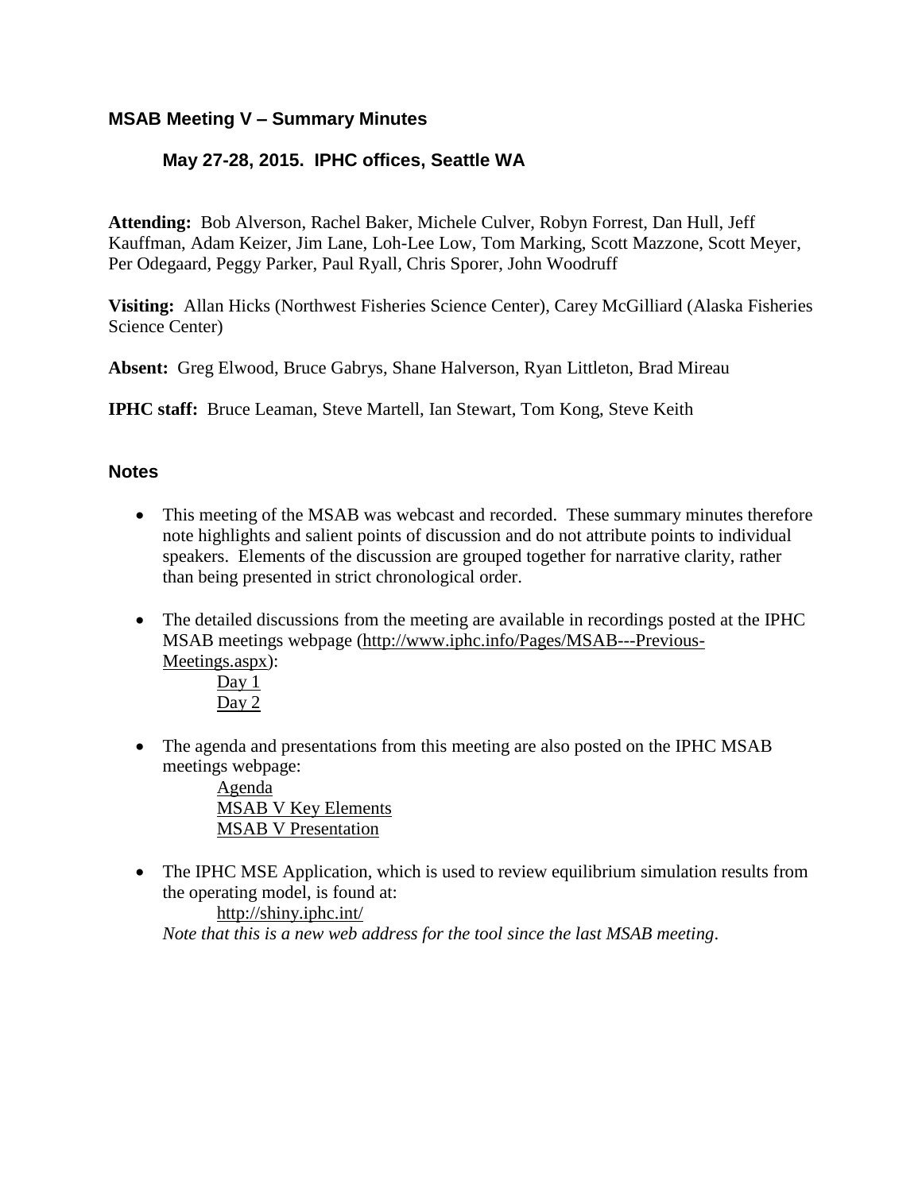## MSAB Meeting V – Summary Minutes

### May 27-28, 2015. IPHC offices, Seattle WA

**Attending:** Bob Alverson, Rachel Baker, Michele Culver, Robyn Forrest, Dan Hull, Jeff Kauffman, Adam Keizer, Jim Lane, Loh-Lee Low, Tom Marking, Scott Mazzone, Scott Meyer, Per Odegaard, Peggy Parker, Paul Ryall, Chris Sporer, John Woodruff

**Visiting:** Allan Hicks (Northwest Fisheries Science Center), Carey McGilliard (Alaska Fisheries Science Center)

**Absent:** Greg Elwood, Bruce Gabrys, Shane Halverson, Ryan Littleton, Brad Mireau

**IPHC staff:** Bruce Leaman, Steve Martell, Ian Stewart, Tom Kong, Steve Keith

### Notes

- This meeting of the MSAB was webcast and recorded. These summary minutes therefore note highlights and salient points of discussion and do not attribute points to individual speakers. Elements of the discussion are grouped together for narrative clarity, rather than being presented in strict chronological order.

- The detailed discussions from the meeting are available in recordings posted at the IPHC MSAB meetings webpage (http://www.iphc.info/Pages/MSAB---Previous-Meetings.aspx):
  - Day 1
  - Day 2

- The agenda and presentations from this meeting are also posted on the IPHC MSAB meetings webpage:
  - Agenda
  - MSAB V Key Elements
  - MSAB V Presentation

- The IPHC MSE Application, which is used to review equilibrium simulation results from the operating model, is found at:
  - http://shiny.iphc.int/

  *Note that this is a new web address for the tool since the last MSAB meeting.*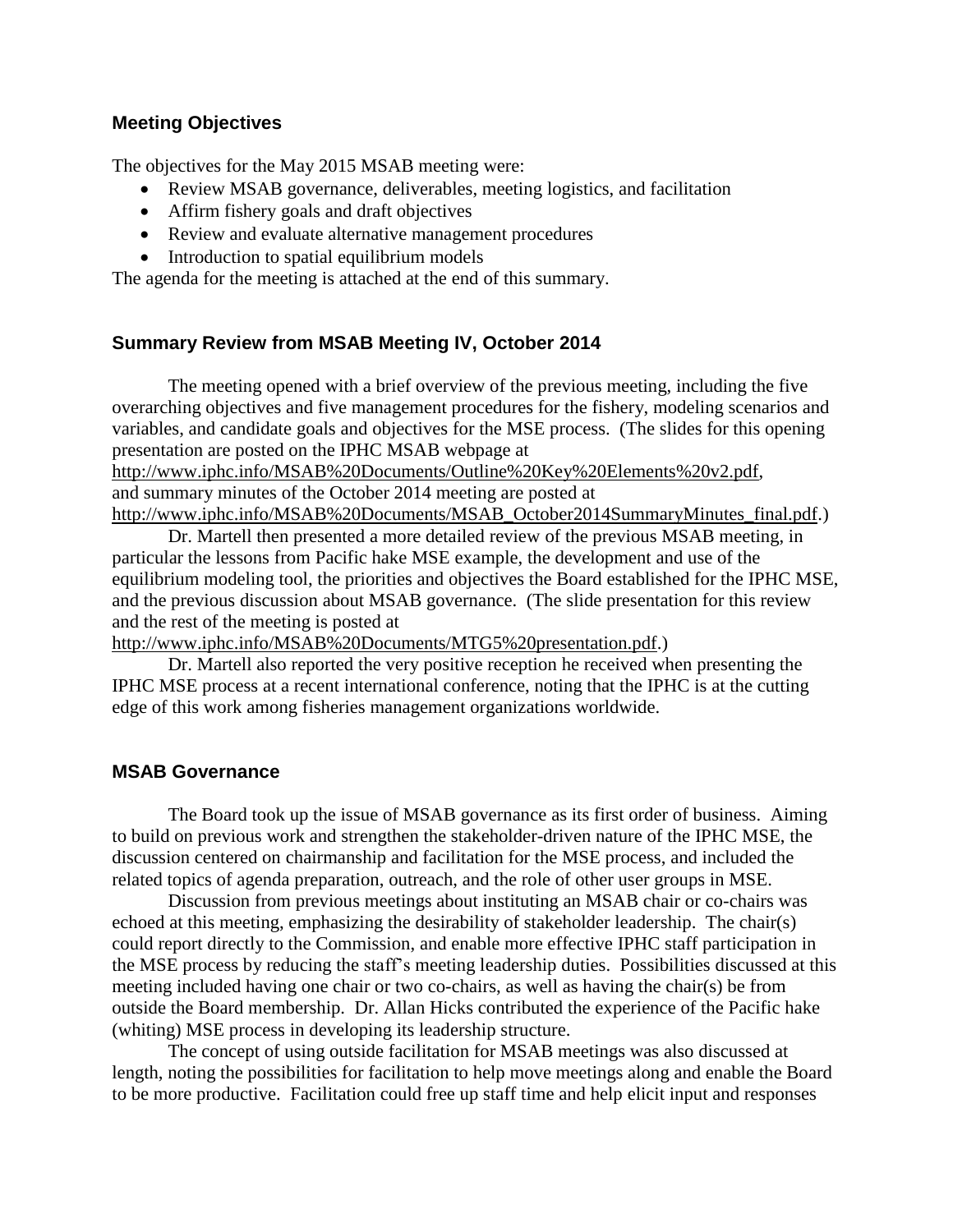## Meeting Objectives

The objectives for the May 2015 MSAB meeting were:

- Review MSAB governance, deliverables, meeting logistics, and facilitation
- Affirm fishery goals and draft objectives
- Review and evaluate alternative management procedures
- Introduction to spatial equilibrium models

The agenda for the meeting is attached at the end of this summary.

## Summary Review from MSAB Meeting IV, October 2014

The meeting opened with a brief overview of the previous meeting, including the five overarching objectives and five management procedures for the fishery, modeling scenarios and variables, and candidate goals and objectives for the MSE process. (The slides for this opening presentation are posted on the IPHC MSAB webpage at http://www.iphc.info/MSAB%20Documents/Outline%20Key%20Elements%20v2.pdf, and summary minutes of the October 2014 meeting are posted at http://www.iphc.info/MSAB%20Documents/MSAB_October2014SummaryMinutes_final.pdf.)

Dr. Martell then presented a more detailed review of the previous MSAB meeting, in particular the lessons from Pacific hake MSE example, the development and use of the equilibrium modeling tool, the priorities and objectives the Board established for the IPHC MSE, and the previous discussion about MSAB governance. (The slide presentation for this review and the rest of the meeting is posted at http://www.iphc.info/MSAB%20Documents/MTG5%20presentation.pdf.)

Dr. Martell also reported the very positive reception he received when presenting the IPHC MSE process at a recent international conference, noting that the IPHC is at the cutting edge of this work among fisheries management organizations worldwide.

## MSAB Governance

The Board took up the issue of MSAB governance as its first order of business. Aiming to build on previous work and strengthen the stakeholder-driven nature of the IPHC MSE, the discussion centered on chairmanship and facilitation for the MSE process, and included the related topics of agenda preparation, outreach, and the role of other user groups in MSE.

Discussion from previous meetings about instituting an MSAB chair or co-chairs was echoed at this meeting, emphasizing the desirability of stakeholder leadership. The chair(s) could report directly to the Commission, and enable more effective IPHC staff participation in the MSE process by reducing the staff's meeting leadership duties. Possibilities discussed at this meeting included having one chair or two co-chairs, as well as having the chair(s) be from outside the Board membership. Dr. Allan Hicks contributed the experience of the Pacific hake (whiting) MSE process in developing its leadership structure.

The concept of using outside facilitation for MSAB meetings was also discussed at length, noting the possibilities for facilitation to help move meetings along and enable the Board to be more productive. Facilitation could free up staff time and help elicit input and responses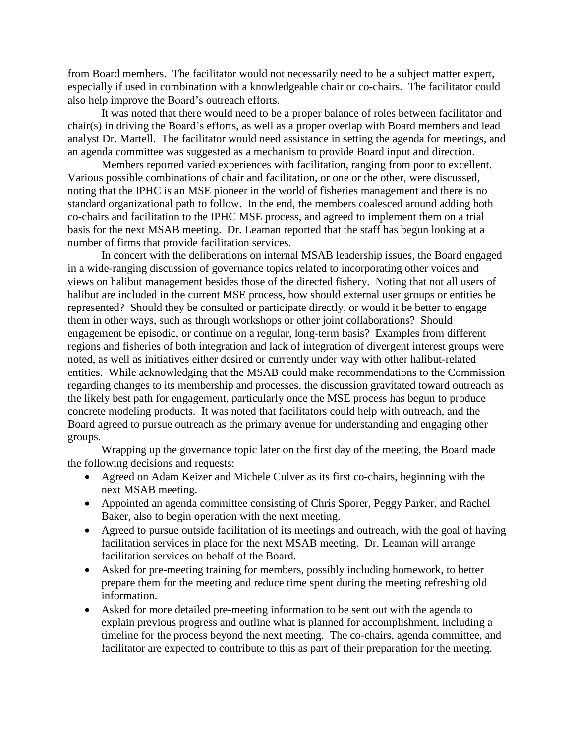from Board members. The facilitator would not necessarily need to be a subject matter expert, especially if used in combination with a knowledgeable chair or co-chairs. The facilitator could also help improve the Board's outreach efforts.

It was noted that there would need to be a proper balance of roles between facilitator and chair(s) in driving the Board's efforts, as well as a proper overlap with Board members and lead analyst Dr. Martell. The facilitator would need assistance in setting the agenda for meetings, and an agenda committee was suggested as a mechanism to provide Board input and direction.

Members reported varied experiences with facilitation, ranging from poor to excellent. Various possible combinations of chair and facilitation, or one or the other, were discussed, noting that the IPHC is an MSE pioneer in the world of fisheries management and there is no standard organizational path to follow. In the end, the members coalesced around adding both co-chairs and facilitation to the IPHC MSE process, and agreed to implement them on a trial basis for the next MSAB meeting. Dr. Leaman reported that the staff has begun looking at a number of firms that provide facilitation services.

In concert with the deliberations on internal MSAB leadership issues, the Board engaged in a wide-ranging discussion of governance topics related to incorporating other voices and views on halibut management besides those of the directed fishery. Noting that not all users of halibut are included in the current MSE process, how should external user groups or entities be represented? Should they be consulted or participate directly, or would it be better to engage them in other ways, such as through workshops or other joint collaborations? Should engagement be episodic, or continue on a regular, long-term basis? Examples from different regions and fisheries of both integration and lack of integration of divergent interest groups were noted, as well as initiatives either desired or currently under way with other halibut-related entities. While acknowledging that the MSAB could make recommendations to the Commission regarding changes to its membership and processes, the discussion gravitated toward outreach as the likely best path for engagement, particularly once the MSE process has begun to produce concrete modeling products. It was noted that facilitators could help with outreach, and the Board agreed to pursue outreach as the primary avenue for understanding and engaging other groups.

Wrapping up the governance topic later on the first day of the meeting, the Board made the following decisions and requests:

- Agreed on Adam Keizer and Michele Culver as its first co-chairs, beginning with the next MSAB meeting.
- Appointed an agenda committee consisting of Chris Sporer, Peggy Parker, and Rachel Baker, also to begin operation with the next meeting.
- Agreed to pursue outside facilitation of its meetings and outreach, with the goal of having facilitation services in place for the next MSAB meeting. Dr. Leaman will arrange facilitation services on behalf of the Board.
- Asked for pre-meeting training for members, possibly including homework, to better prepare them for the meeting and reduce time spent during the meeting refreshing old information.
- Asked for more detailed pre-meeting information to be sent out with the agenda to explain previous progress and outline what is planned for accomplishment, including a timeline for the process beyond the next meeting. The co-chairs, agenda committee, and facilitator are expected to contribute to this as part of their preparation for the meeting.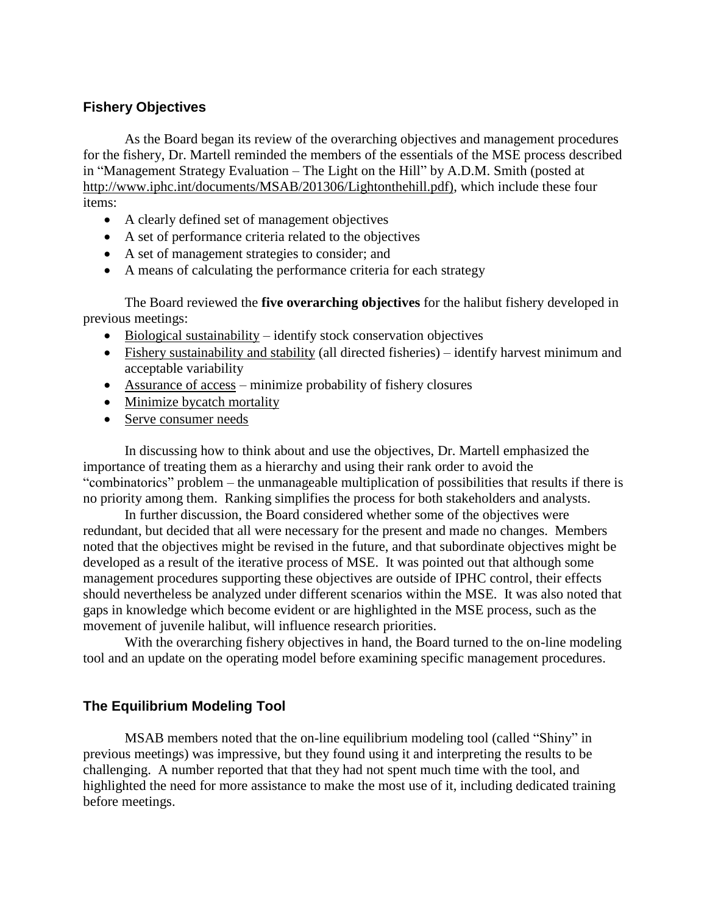## Fishery Objectives

As the Board began its review of the overarching objectives and management procedures for the fishery, Dr. Martell reminded the members of the essentials of the MSE process described in "Management Strategy Evaluation – The Light on the Hill" by A.D.M. Smith (posted at http://www.iphc.int/documents/MSAB/201306/Lightonthehill.pdf), which include these four items:

- A clearly defined set of management objectives
- A set of performance criteria related to the objectives
- A set of management strategies to consider; and
- A means of calculating the performance criteria for each strategy

The Board reviewed the **five overarching objectives** for the halibut fishery developed in previous meetings:

- Biological sustainability – identify stock conservation objectives
- Fishery sustainability and stability (all directed fisheries) – identify harvest minimum and acceptable variability
- Assurance of access – minimize probability of fishery closures
- Minimize bycatch mortality
- Serve consumer needs

In discussing how to think about and use the objectives, Dr. Martell emphasized the importance of treating them as a hierarchy and using their rank order to avoid the "combinatorics" problem – the unmanageable multiplication of possibilities that results if there is no priority among them. Ranking simplifies the process for both stakeholders and analysts.

In further discussion, the Board considered whether some of the objectives were redundant, but decided that all were necessary for the present and made no changes. Members noted that the objectives might be revised in the future, and that subordinate objectives might be developed as a result of the iterative process of MSE. It was pointed out that although some management procedures supporting these objectives are outside of IPHC control, their effects should nevertheless be analyzed under different scenarios within the MSE. It was also noted that gaps in knowledge which become evident or are highlighted in the MSE process, such as the movement of juvenile halibut, will influence research priorities.

With the overarching fishery objectives in hand, the Board turned to the on-line modeling tool and an update on the operating model before examining specific management procedures.

## The Equilibrium Modeling Tool

MSAB members noted that the on-line equilibrium modeling tool (called "Shiny" in previous meetings) was impressive, but they found using it and interpreting the results to be challenging. A number reported that that they had not spent much time with the tool, and highlighted the need for more assistance to make the most use of it, including dedicated training before meetings.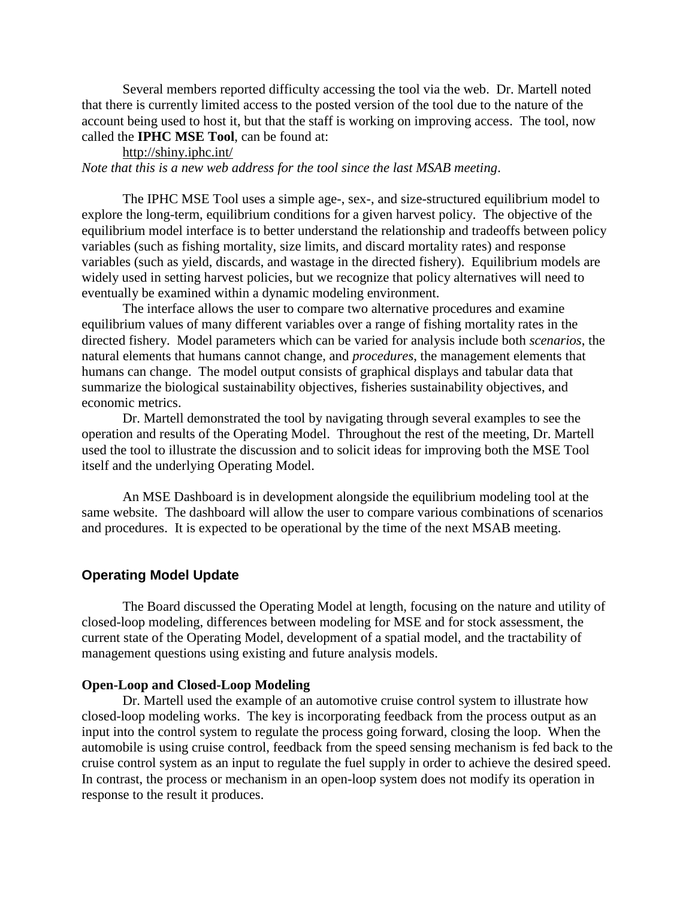Several members reported difficulty accessing the tool via the web. Dr. Martell noted that there is currently limited access to the posted version of the tool due to the nature of the account being used to host it, but that the staff is working on improving access. The tool, now called the **IPHC MSE Tool**, can be found at:

http://shiny.iphc.int/

*Note that this is a new web address for the tool since the last MSAB meeting*.

The IPHC MSE Tool uses a simple age-, sex-, and size-structured equilibrium model to explore the long-term, equilibrium conditions for a given harvest policy. The objective of the equilibrium model interface is to better understand the relationship and tradeoffs between policy variables (such as fishing mortality, size limits, and discard mortality rates) and response variables (such as yield, discards, and wastage in the directed fishery). Equilibrium models are widely used in setting harvest policies, but we recognize that policy alternatives will need to eventually be examined within a dynamic modeling environment.

The interface allows the user to compare two alternative procedures and examine equilibrium values of many different variables over a range of fishing mortality rates in the directed fishery. Model parameters which can be varied for analysis include both *scenarios*, the natural elements that humans cannot change, and *procedures*, the management elements that humans can change. The model output consists of graphical displays and tabular data that summarize the biological sustainability objectives, fisheries sustainability objectives, and economic metrics.

Dr. Martell demonstrated the tool by navigating through several examples to see the operation and results of the Operating Model. Throughout the rest of the meeting, Dr. Martell used the tool to illustrate the discussion and to solicit ideas for improving both the MSE Tool itself and the underlying Operating Model.

An MSE Dashboard is in development alongside the equilibrium modeling tool at the same website. The dashboard will allow the user to compare various combinations of scenarios and procedures. It is expected to be operational by the time of the next MSAB meeting.

## Operating Model Update

The Board discussed the Operating Model at length, focusing on the nature and utility of closed-loop modeling, differences between modeling for MSE and for stock assessment, the current state of the Operating Model, development of a spatial model, and the tractability of management questions using existing and future analysis models.

### Open-Loop and Closed-Loop Modeling

Dr. Martell used the example of an automotive cruise control system to illustrate how closed-loop modeling works. The key is incorporating feedback from the process output as an input into the control system to regulate the process going forward, closing the loop. When the automobile is using cruise control, feedback from the speed sensing mechanism is fed back to the cruise control system as an input to regulate the fuel supply in order to achieve the desired speed. In contrast, the process or mechanism in an open-loop system does not modify its operation in response to the result it produces.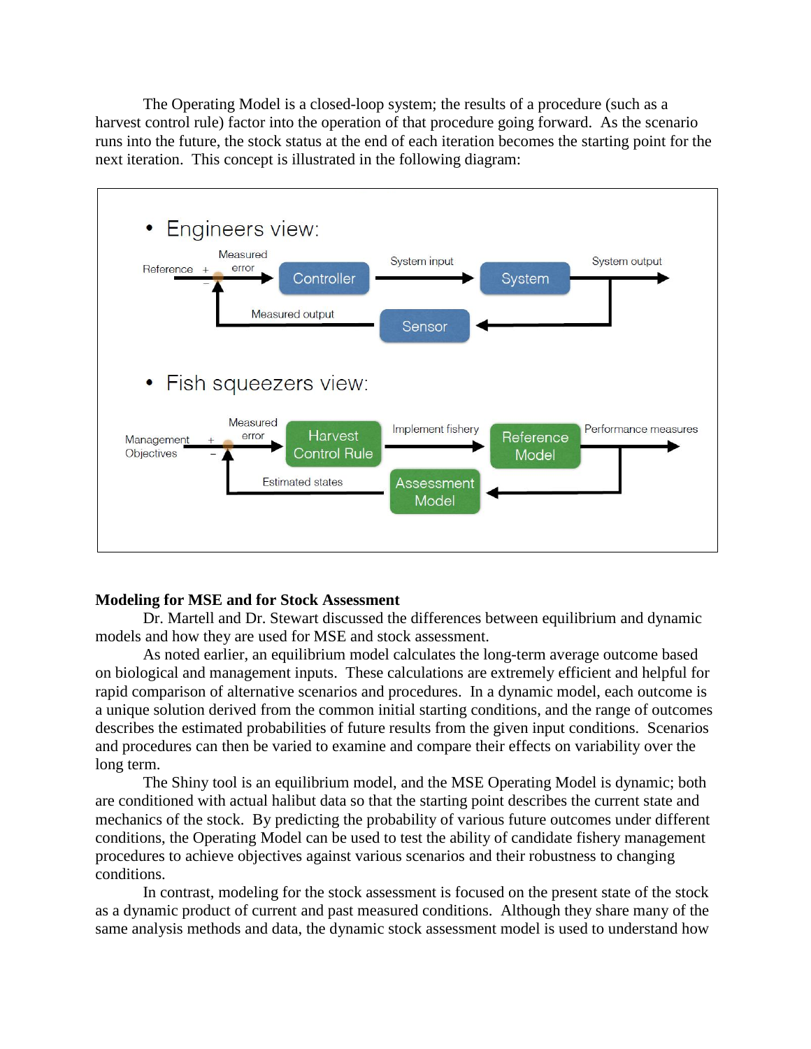The Operating Model is a closed-loop system; the results of a procedure (such as a harvest control rule) factor into the operation of that procedure going forward. As the scenario runs into the future, the stock status at the end of each iteration becomes the starting point for the next iteration. This concept is illustrated in the following diagram:

- Engineers view:

Reference + Measured error → Controller → System input → System → System output

Sensor → Measured output (−)

- Fish squeezers view:

Management Objectives + Measured error → Harvest Control Rule → Implement fishery → Reference Model → Performance measures

Assessment Model → Estimated states (−)

**Modeling for MSE and for Stock Assessment**

Dr. Martell and Dr. Stewart discussed the differences between equilibrium and dynamic models and how they are used for MSE and stock assessment.

As noted earlier, an equilibrium model calculates the long-term average outcome based on biological and management inputs. These calculations are extremely efficient and helpful for rapid comparison of alternative scenarios and procedures. In a dynamic model, each outcome is a unique solution derived from the common initial starting conditions, and the range of outcomes describes the estimated probabilities of future results from the given input conditions. Scenarios and procedures can then be varied to examine and compare their effects on variability over the long term.

The Shiny tool is an equilibrium model, and the MSE Operating Model is dynamic; both are conditioned with actual halibut data so that the starting point describes the current state and mechanics of the stock. By predicting the probability of various future outcomes under different conditions, the Operating Model can be used to test the ability of candidate fishery management procedures to achieve objectives against various scenarios and their robustness to changing conditions.

In contrast, modeling for the stock assessment is focused on the present state of the stock as a dynamic product of current and past measured conditions. Although they share many of the same analysis methods and data, the dynamic stock assessment model is used to understand how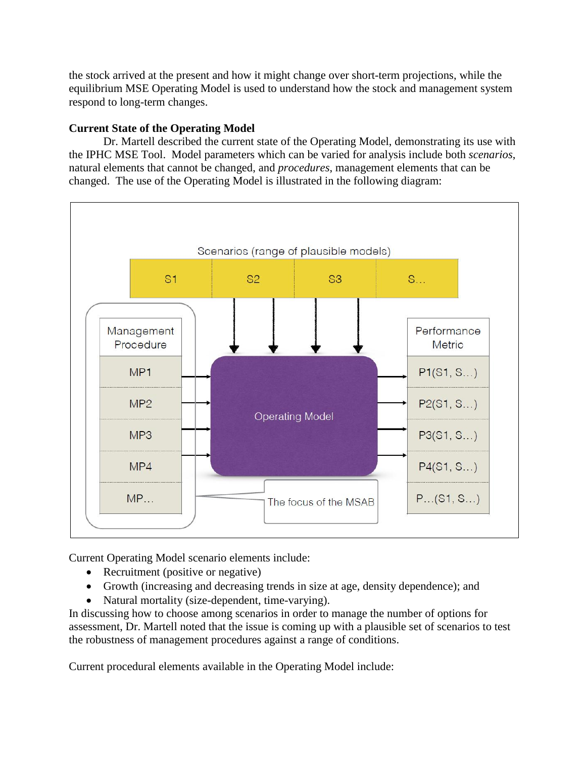the stock arrived at the present and how it might change over short-term projections, while the equilibrium MSE Operating Model is used to understand how the stock and management system respond to long-term changes.

**Current State of the Operating Model**

Dr. Martell described the current state of the Operating Model, demonstrating its use with the IPHC MSE Tool. Model parameters which can be varied for analysis include both *scenarios*, natural elements that cannot be changed, and *procedures*, management elements that can be changed. The use of the Operating Model is illustrated in the following diagram:

Current Operating Model scenario elements include:

- Recruitment (positive or negative)
- Growth (increasing and decreasing trends in size at age, density dependence); and
- Natural mortality (size-dependent, time-varying).

In discussing how to choose among scenarios in order to manage the number of options for assessment, Dr. Martell noted that the issue is coming up with a plausible set of scenarios to test the robustness of management procedures against a range of conditions.

Current procedural elements available in the Operating Model include: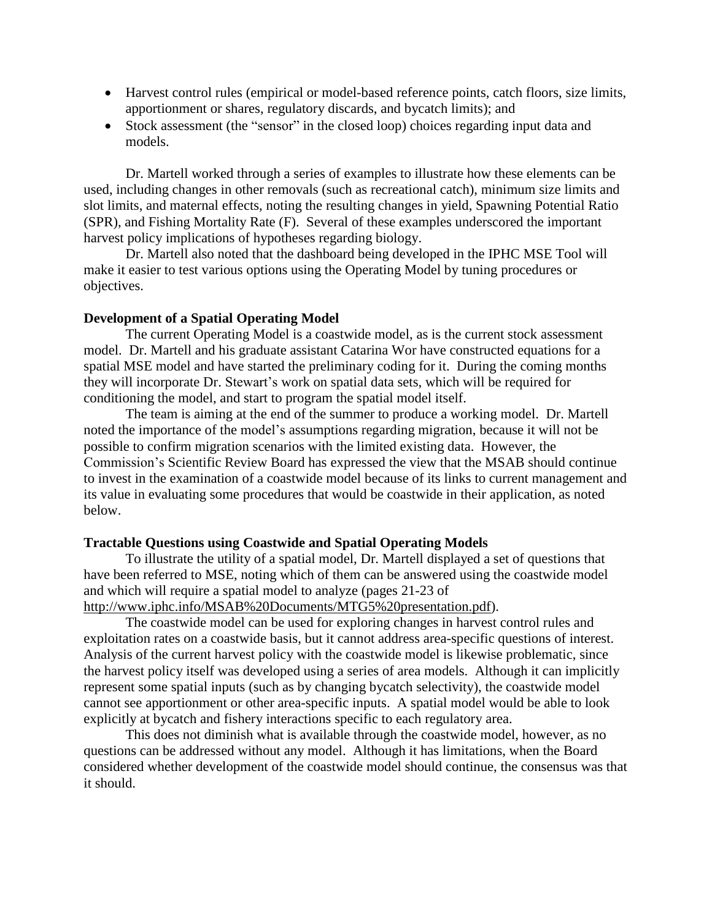- Harvest control rules (empirical or model-based reference points, catch floors, size limits, apportionment or shares, regulatory discards, and bycatch limits); and
- Stock assessment (the "sensor" in the closed loop) choices regarding input data and models.

Dr. Martell worked through a series of examples to illustrate how these elements can be used, including changes in other removals (such as recreational catch), minimum size limits and slot limits, and maternal effects, noting the resulting changes in yield, Spawning Potential Ratio (SPR), and Fishing Mortality Rate (F). Several of these examples underscored the important harvest policy implications of hypotheses regarding biology.

Dr. Martell also noted that the dashboard being developed in the IPHC MSE Tool will make it easier to test various options using the Operating Model by tuning procedures or objectives.

**Development of a Spatial Operating Model**

The current Operating Model is a coastwide model, as is the current stock assessment model. Dr. Martell and his graduate assistant Catarina Wor have constructed equations for a spatial MSE model and have started the preliminary coding for it. During the coming months they will incorporate Dr. Stewart's work on spatial data sets, which will be required for conditioning the model, and start to program the spatial model itself.

The team is aiming at the end of the summer to produce a working model. Dr. Martell noted the importance of the model's assumptions regarding migration, because it will not be possible to confirm migration scenarios with the limited existing data. However, the Commission's Scientific Review Board has expressed the view that the MSAB should continue to invest in the examination of a coastwide model because of its links to current management and its value in evaluating some procedures that would be coastwide in their application, as noted below.

**Tractable Questions using Coastwide and Spatial Operating Models**

To illustrate the utility of a spatial model, Dr. Martell displayed a set of questions that have been referred to MSE, noting which of them can be answered using the coastwide model and which will require a spatial model to analyze (pages 21-23 of http://www.iphc.info/MSAB%20Documents/MTG5%20presentation.pdf).

The coastwide model can be used for exploring changes in harvest control rules and exploitation rates on a coastwide basis, but it cannot address area-specific questions of interest. Analysis of the current harvest policy with the coastwide model is likewise problematic, since the harvest policy itself was developed using a series of area models. Although it can implicitly represent some spatial inputs (such as by changing bycatch selectivity), the coastwide model cannot see apportionment or other area-specific inputs. A spatial model would be able to look explicitly at bycatch and fishery interactions specific to each regulatory area.

This does not diminish what is available through the coastwide model, however, as no questions can be addressed without any model. Although it has limitations, when the Board considered whether development of the coastwide model should continue, the consensus was that it should.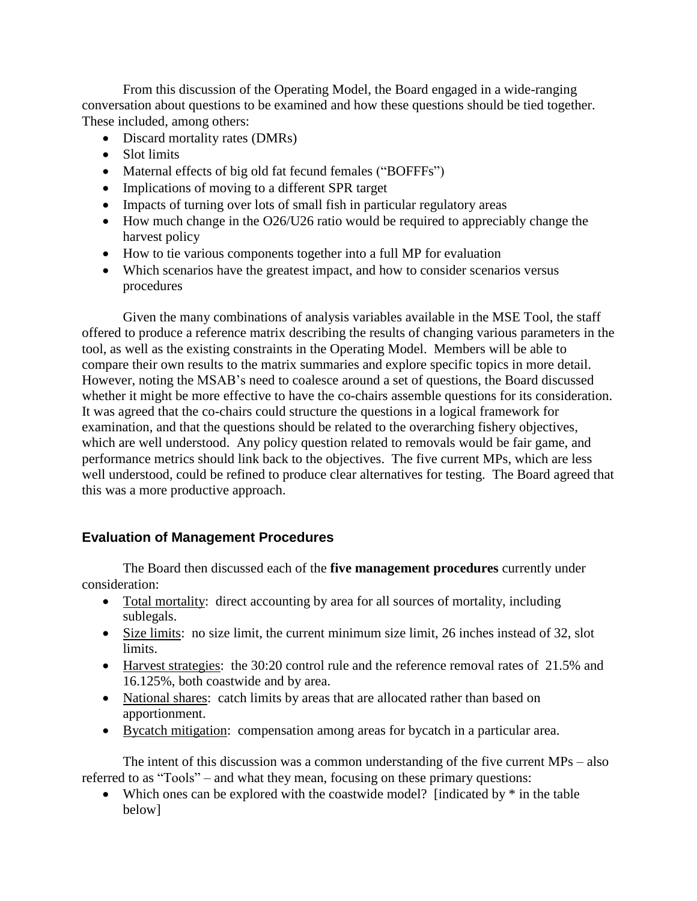From this discussion of the Operating Model, the Board engaged in a wide-ranging conversation about questions to be examined and how these questions should be tied together. These included, among others:

- Discard mortality rates (DMRs)
- Slot limits
- Maternal effects of big old fat fecund females ("BOFFFs")
- Implications of moving to a different SPR target
- Impacts of turning over lots of small fish in particular regulatory areas
- How much change in the O26/U26 ratio would be required to appreciably change the harvest policy
- How to tie various components together into a full MP for evaluation
- Which scenarios have the greatest impact, and how to consider scenarios versus procedures

Given the many combinations of analysis variables available in the MSE Tool, the staff offered to produce a reference matrix describing the results of changing various parameters in the tool, as well as the existing constraints in the Operating Model. Members will be able to compare their own results to the matrix summaries and explore specific topics in more detail. However, noting the MSAB's need to coalesce around a set of questions, the Board discussed whether it might be more effective to have the co-chairs assemble questions for its consideration. It was agreed that the co-chairs could structure the questions in a logical framework for examination, and that the questions should be related to the overarching fishery objectives, which are well understood. Any policy question related to removals would be fair game, and performance metrics should link back to the objectives. The five current MPs, which are less well understood, could be refined to produce clear alternatives for testing. The Board agreed that this was a more productive approach.

## Evaluation of Management Procedures

The Board then discussed each of the **five management procedures** currently under consideration:

- <u>Total mortality</u>: direct accounting by area for all sources of mortality, including sublegals.
- <u>Size limits</u>: no size limit, the current minimum size limit, 26 inches instead of 32, slot limits.
- <u>Harvest strategies</u>: the 30:20 control rule and the reference removal rates of 21.5% and 16.125%, both coastwide and by area.
- <u>National shares</u>: catch limits by areas that are allocated rather than based on apportionment.
- <u>Bycatch mitigation</u>: compensation among areas for bycatch in a particular area.

The intent of this discussion was a common understanding of the five current MPs – also referred to as "Tools" – and what they mean, focusing on these primary questions:

- Which ones can be explored with the coastwide model? [indicated by * in the table below]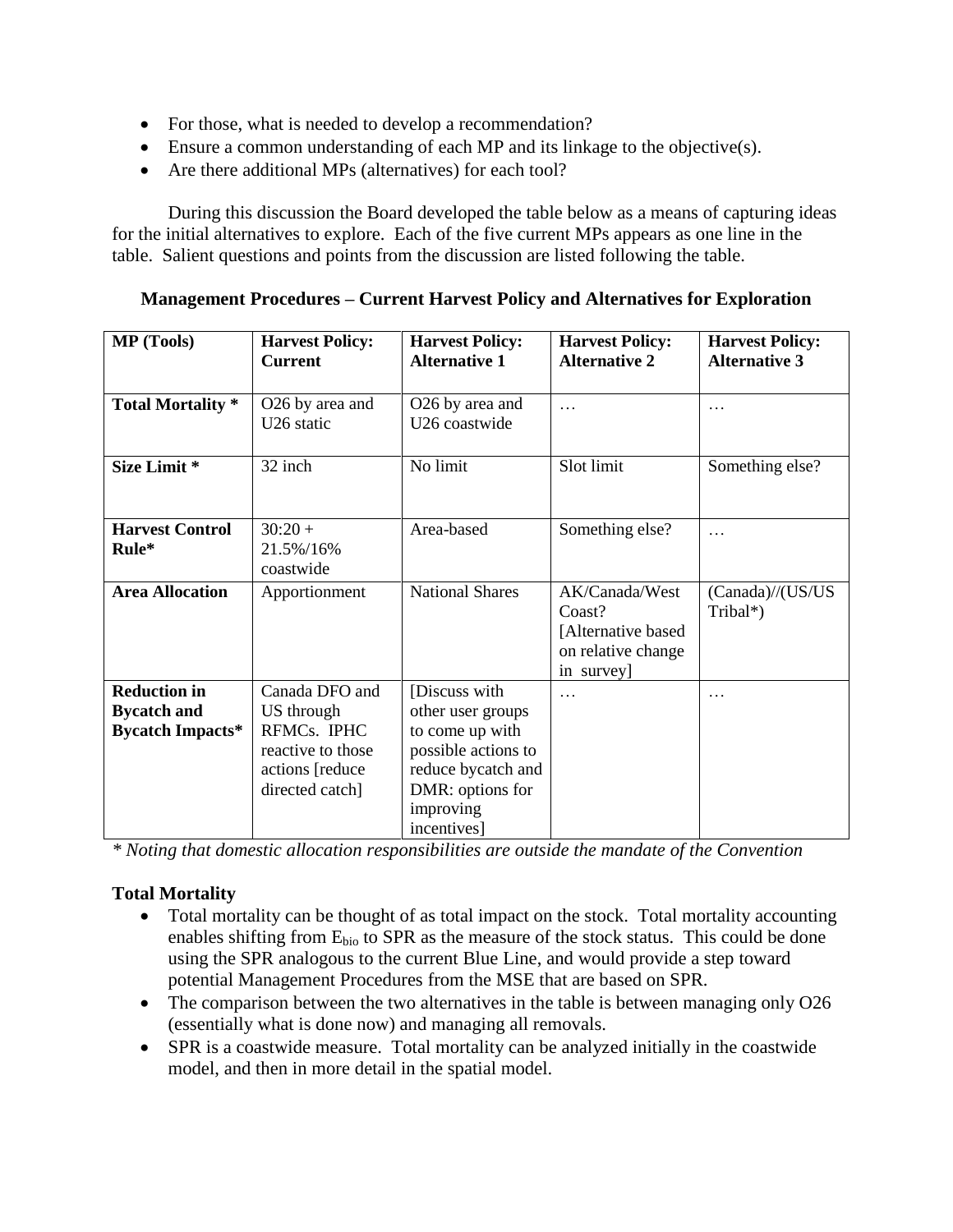- For those, what is needed to develop a recommendation?
- Ensure a common understanding of each MP and its linkage to the objective(s).
- Are there additional MPs (alternatives) for each tool?

During this discussion the Board developed the table below as a means of capturing ideas for the initial alternatives to explore. Each of the five current MPs appears as one line in the table. Salient questions and points from the discussion are listed following the table.

**Management Procedures – Current Harvest Policy and Alternatives for Exploration**

| MP (Tools) | Harvest Policy: Current | Harvest Policy: Alternative 1 | Harvest Policy: Alternative 2 | Harvest Policy: Alternative 3 |
|---|---|---|---|---|
| **Total Mortality \*** | O26 by area and U26 static | O26 by area and U26 coastwide | … | … |
| **Size Limit \*** | 32 inch | No limit | Slot limit | Something else? |
| **Harvest Control Rule\*** | 30:20 + 21.5%/16% coastwide | Area-based | Something else? | … |
| **Area Allocation** | Apportionment | National Shares | AK/Canada/West Coast? [Alternative based on relative change in survey] | (Canada)//(US/US Tribal\*) |
| **Reduction in Bycatch and Bycatch Impacts\*** | Canada DFO and US through RFMCs. IPHC reactive to those actions [reduce directed catch] | [Discuss with other user groups to come up with possible actions to reduce bycatch and DMR: options for improving incentives] | … | … |

*\* Noting that domestic allocation responsibilities are outside the mandate of the Convention*

**Total Mortality**

- Total mortality can be thought of as total impact on the stock. Total mortality accounting enables shifting from $E_{bio}$ to SPR as the measure of the stock status. This could be done using the SPR analogous to the current Blue Line, and would provide a step toward potential Management Procedures from the MSE that are based on SPR.
- The comparison between the two alternatives in the table is between managing only O26 (essentially what is done now) and managing all removals.
- SPR is a coastwide measure. Total mortality can be analyzed initially in the coastwide model, and then in more detail in the spatial model.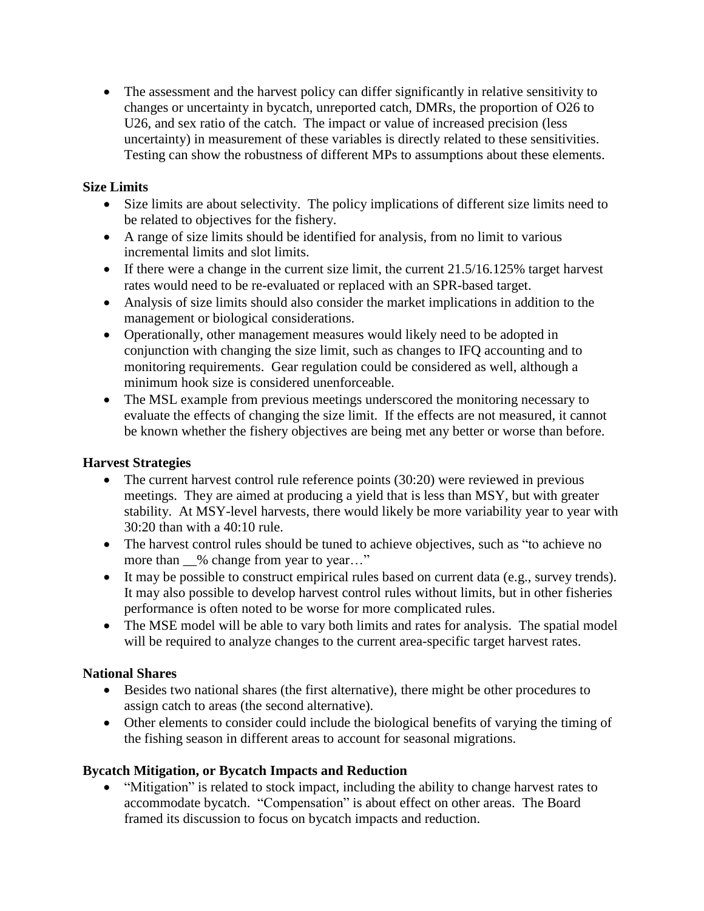- The assessment and the harvest policy can differ significantly in relative sensitivity to changes or uncertainty in bycatch, unreported catch, DMRs, the proportion of O26 to U26, and sex ratio of the catch. The impact or value of increased precision (less uncertainty) in measurement of these variables is directly related to these sensitivities. Testing can show the robustness of different MPs to assumptions about these elements.

**Size Limits**

- Size limits are about selectivity. The policy implications of different size limits need to be related to objectives for the fishery.
- A range of size limits should be identified for analysis, from no limit to various incremental limits and slot limits.
- If there were a change in the current size limit, the current 21.5/16.125% target harvest rates would need to be re-evaluated or replaced with an SPR-based target.
- Analysis of size limits should also consider the market implications in addition to the management or biological considerations.
- Operationally, other management measures would likely need to be adopted in conjunction with changing the size limit, such as changes to IFQ accounting and to monitoring requirements. Gear regulation could be considered as well, although a minimum hook size is considered unenforceable.
- The MSL example from previous meetings underscored the monitoring necessary to evaluate the effects of changing the size limit. If the effects are not measured, it cannot be known whether the fishery objectives are being met any better or worse than before.

**Harvest Strategies**

- The current harvest control rule reference points (30:20) were reviewed in previous meetings. They are aimed at producing a yield that is less than MSY, but with greater stability. At MSY-level harvests, there would likely be more variability year to year with 30:20 than with a 40:10 rule.
- The harvest control rules should be tuned to achieve objectives, such as "to achieve no more than __% change from year to year…"
- It may be possible to construct empirical rules based on current data (e.g., survey trends). It may also possible to develop harvest control rules without limits, but in other fisheries performance is often noted to be worse for more complicated rules.
- The MSE model will be able to vary both limits and rates for analysis. The spatial model will be required to analyze changes to the current area-specific target harvest rates.

**National Shares**

- Besides two national shares (the first alternative), there might be other procedures to assign catch to areas (the second alternative).
- Other elements to consider could include the biological benefits of varying the timing of the fishing season in different areas to account for seasonal migrations.

**Bycatch Mitigation, or Bycatch Impacts and Reduction**

- "Mitigation" is related to stock impact, including the ability to change harvest rates to accommodate bycatch. "Compensation" is about effect on other areas. The Board framed its discussion to focus on bycatch impacts and reduction.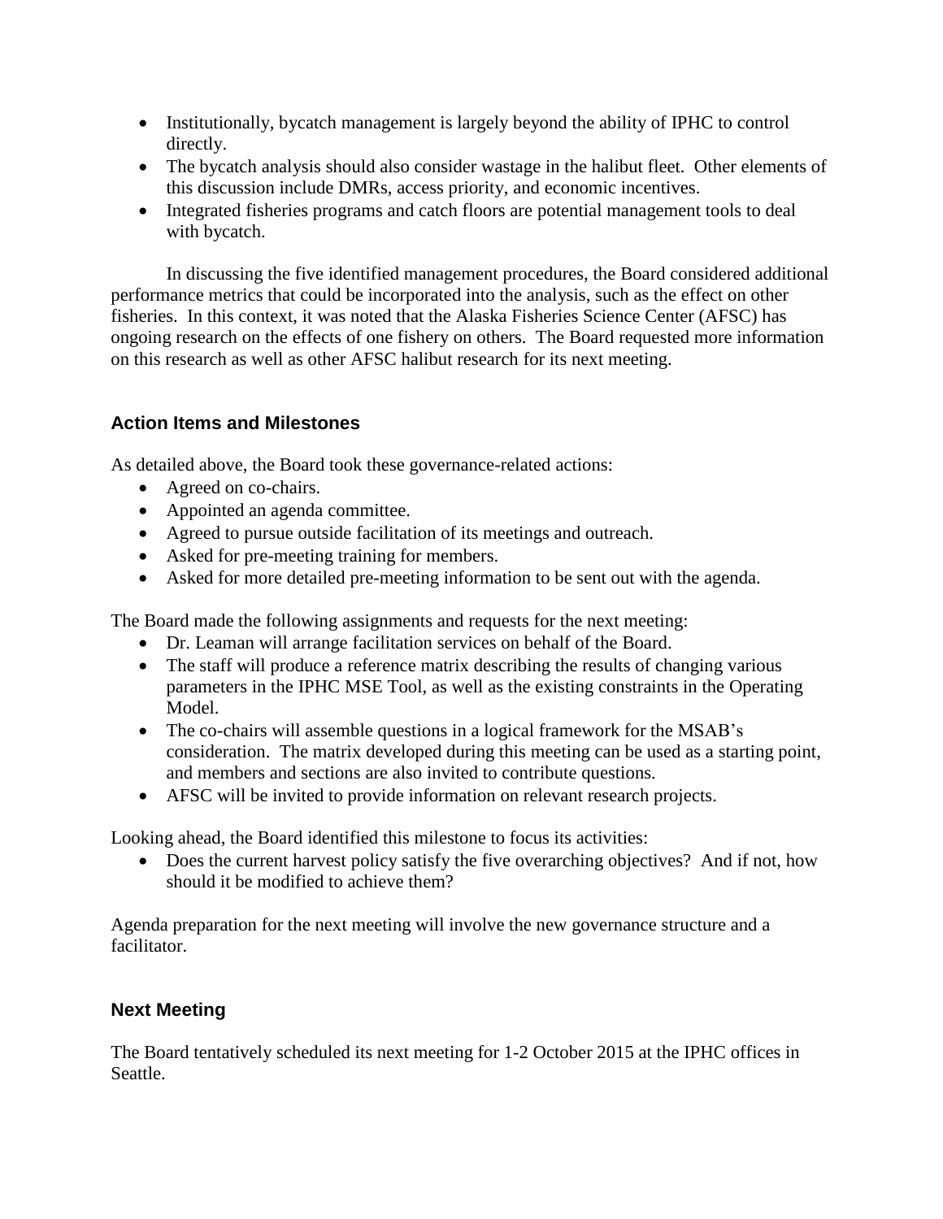- Institutionally, bycatch management is largely beyond the ability of IPHC to control directly.
- The bycatch analysis should also consider wastage in the halibut fleet. Other elements of this discussion include DMRs, access priority, and economic incentives.
- Integrated fisheries programs and catch floors are potential management tools to deal with bycatch.

In discussing the five identified management procedures, the Board considered additional performance metrics that could be incorporated into the analysis, such as the effect on other fisheries. In this context, it was noted that the Alaska Fisheries Science Center (AFSC) has ongoing research on the effects of one fishery on others. The Board requested more information on this research as well as other AFSC halibut research for its next meeting.

### Action Items and Milestones

As detailed above, the Board took these governance-related actions:

- Agreed on co-chairs.
- Appointed an agenda committee.
- Agreed to pursue outside facilitation of its meetings and outreach.
- Asked for pre-meeting training for members.
- Asked for more detailed pre-meeting information to be sent out with the agenda.

The Board made the following assignments and requests for the next meeting:

- Dr. Leaman will arrange facilitation services on behalf of the Board.
- The staff will produce a reference matrix describing the results of changing various parameters in the IPHC MSE Tool, as well as the existing constraints in the Operating Model.
- The co-chairs will assemble questions in a logical framework for the MSAB's consideration. The matrix developed during this meeting can be used as a starting point, and members and sections are also invited to contribute questions.
- AFSC will be invited to provide information on relevant research projects.

Looking ahead, the Board identified this milestone to focus its activities:

- Does the current harvest policy satisfy the five overarching objectives? And if not, how should it be modified to achieve them?

Agenda preparation for the next meeting will involve the new governance structure and a facilitator.

### Next Meeting

The Board tentatively scheduled its next meeting for 1-2 October 2015 at the IPHC offices in Seattle.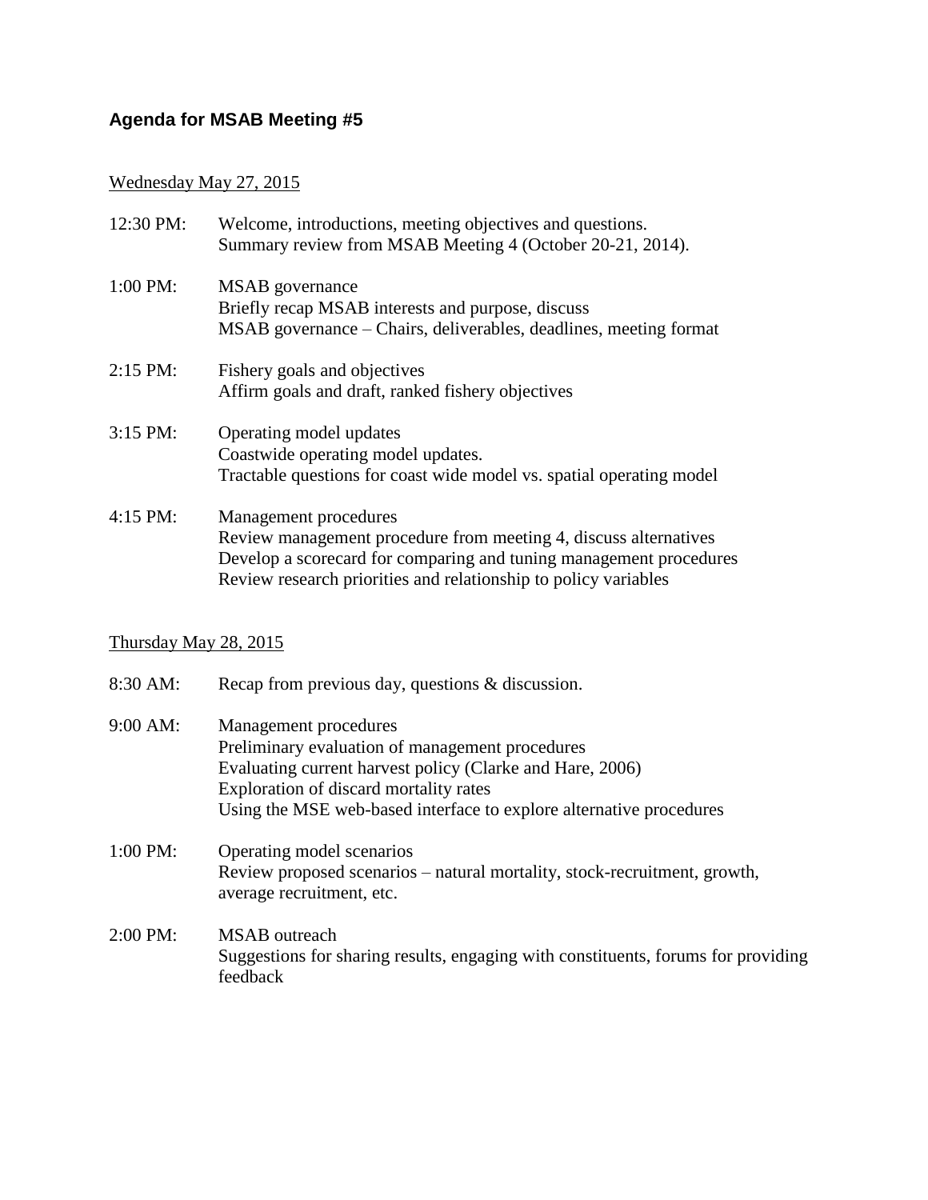### Agenda for MSAB Meeting #5

Wednesday May 27, 2015

12:30 PM: Welcome, introductions, meeting objectives and questions.
Summary review from MSAB Meeting 4 (October 20-21, 2014).

1:00 PM: MSAB governance
Briefly recap MSAB interests and purpose, discuss
MSAB governance – Chairs, deliverables, deadlines, meeting format

2:15 PM: Fishery goals and objectives
Affirm goals and draft, ranked fishery objectives

3:15 PM: Operating model updates
Coastwide operating model updates.
Tractable questions for coast wide model vs. spatial operating model

4:15 PM: Management procedures
Review management procedure from meeting 4, discuss alternatives
Develop a scorecard for comparing and tuning management procedures
Review research priorities and relationship to policy variables

Thursday May 28, 2015

8:30 AM: Recap from previous day, questions & discussion.

9:00 AM: Management procedures
Preliminary evaluation of management procedures
Evaluating current harvest policy (Clarke and Hare, 2006)
Exploration of discard mortality rates
Using the MSE web-based interface to explore alternative procedures

1:00 PM: Operating model scenarios
Review proposed scenarios – natural mortality, stock-recruitment, growth, average recruitment, etc.

2:00 PM: MSAB outreach
Suggestions for sharing results, engaging with constituents, forums for providing feedback